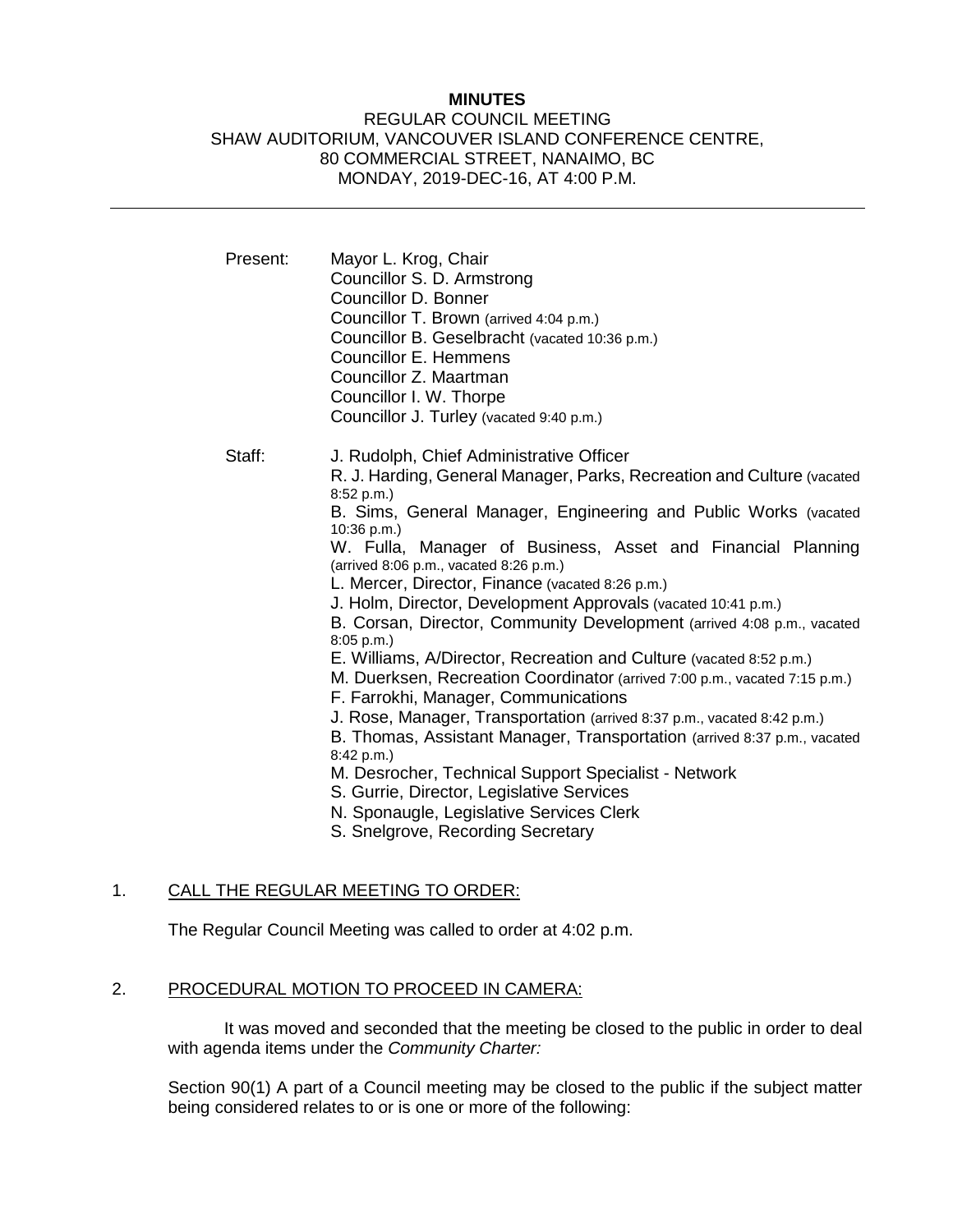**MINUTES**

REGULAR COUNCIL MEETING
SHAW AUDITORIUM, VANCOUVER ISLAND CONFERENCE CENTRE,
80 COMMERCIAL STREET, NANAIMO, BC
MONDAY, 2019-DEC-16, AT 4:00 P.M.

---

Present: Mayor L. Krog, Chair
Councillor S. D. Armstrong
Councillor D. Bonner
Councillor T. Brown (arrived 4:04 p.m.)
Councillor B. Geselbracht (vacated 10:36 p.m.)
Councillor E. Hemmens
Councillor Z. Maartman
Councillor I. W. Thorpe
Councillor J. Turley (vacated 9:40 p.m.)

Staff: J. Rudolph, Chief Administrative Officer
R. J. Harding, General Manager, Parks, Recreation and Culture (vacated 8:52 p.m.)
B. Sims, General Manager, Engineering and Public Works (vacated 10:36 p.m.)
W. Fulla, Manager of Business, Asset and Financial Planning (arrived 8:06 p.m., vacated 8:26 p.m.)
L. Mercer, Director, Finance (vacated 8:26 p.m.)
J. Holm, Director, Development Approvals (vacated 10:41 p.m.)
B. Corsan, Director, Community Development (arrived 4:08 p.m., vacated 8:05 p.m.)
E. Williams, A/Director, Recreation and Culture (vacated 8:52 p.m.)
M. Duerksen, Recreation Coordinator (arrived 7:00 p.m., vacated 7:15 p.m.)
F. Farrokhi, Manager, Communications
J. Rose, Manager, Transportation (arrived 8:37 p.m., vacated 8:42 p.m.)
B. Thomas, Assistant Manager, Transportation (arrived 8:37 p.m., vacated 8:42 p.m.)
M. Desrocher, Technical Support Specialist - Network
S. Gurrie, Director, Legislative Services
N. Sponaugle, Legislative Services Clerk
S. Snelgrove, Recording Secretary

1. CALL THE REGULAR MEETING TO ORDER:

The Regular Council Meeting was called to order at 4:02 p.m.

2. PROCEDURAL MOTION TO PROCEED IN CAMERA:

It was moved and seconded that the meeting be closed to the public in order to deal with agenda items under the *Community Charter:*

Section 90(1) A part of a Council meeting may be closed to the public if the subject matter being considered relates to or is one or more of the following: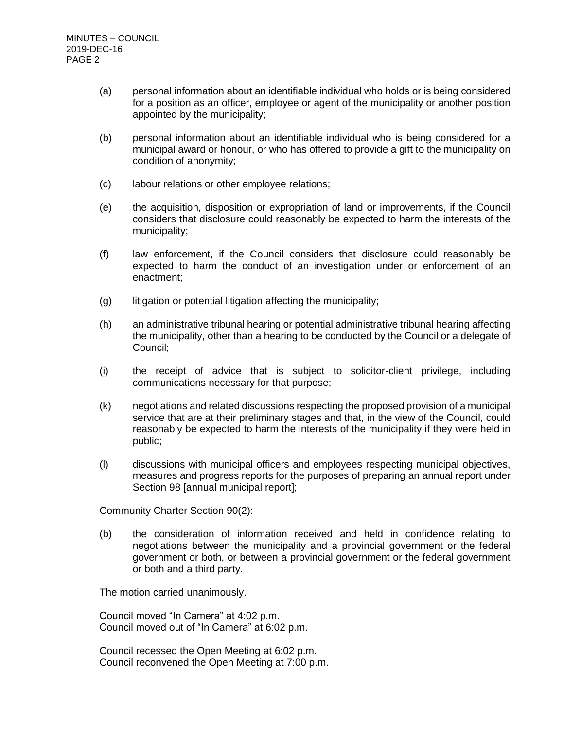(a) personal information about an identifiable individual who holds or is being considered for a position as an officer, employee or agent of the municipality or another position appointed by the municipality;

(b) personal information about an identifiable individual who is being considered for a municipal award or honour, or who has offered to provide a gift to the municipality on condition of anonymity;

(c) labour relations or other employee relations;

(e) the acquisition, disposition or expropriation of land or improvements, if the Council considers that disclosure could reasonably be expected to harm the interests of the municipality;

(f) law enforcement, if the Council considers that disclosure could reasonably be expected to harm the conduct of an investigation under or enforcement of an enactment;

(g) litigation or potential litigation affecting the municipality;

(h) an administrative tribunal hearing or potential administrative tribunal hearing affecting the municipality, other than a hearing to be conducted by the Council or a delegate of Council;

(i) the receipt of advice that is subject to solicitor-client privilege, including communications necessary for that purpose;

(k) negotiations and related discussions respecting the proposed provision of a municipal service that are at their preliminary stages and that, in the view of the Council, could reasonably be expected to harm the interests of the municipality if they were held in public;

(l) discussions with municipal officers and employees respecting municipal objectives, measures and progress reports for the purposes of preparing an annual report under Section 98 [annual municipal report];

Community Charter Section 90(2):

(b) the consideration of information received and held in confidence relating to negotiations between the municipality and a provincial government or the federal government or both, or between a provincial government or the federal government or both and a third party.

The motion carried unanimously.

Council moved "In Camera" at 4:02 p.m.
Council moved out of "In Camera" at 6:02 p.m.

Council recessed the Open Meeting at 6:02 p.m.
Council reconvened the Open Meeting at 7:00 p.m.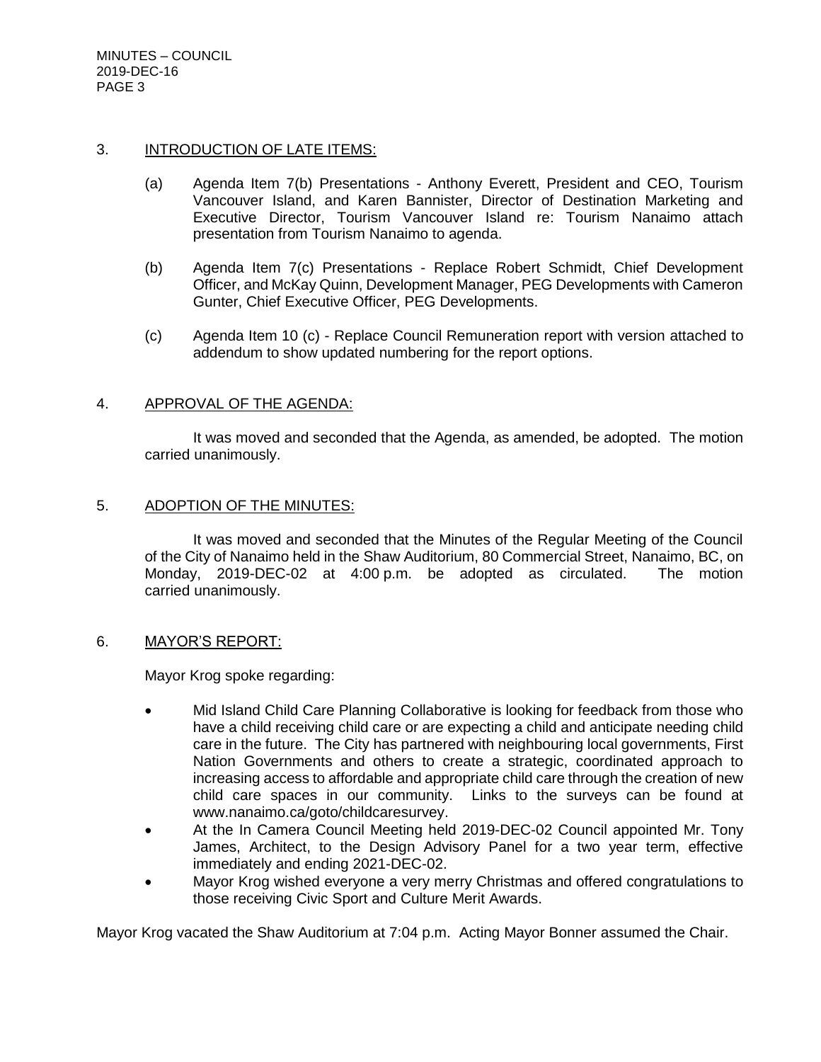## 3. INTRODUCTION OF LATE ITEMS:

(a) Agenda Item 7(b) Presentations - Anthony Everett, President and CEO, Tourism Vancouver Island, and Karen Bannister, Director of Destination Marketing and Executive Director, Tourism Vancouver Island re: Tourism Nanaimo attach presentation from Tourism Nanaimo to agenda.

(b) Agenda Item 7(c) Presentations - Replace Robert Schmidt, Chief Development Officer, and McKay Quinn, Development Manager, PEG Developments with Cameron Gunter, Chief Executive Officer, PEG Developments.

(c) Agenda Item 10 (c) - Replace Council Remuneration report with version attached to addendum to show updated numbering for the report options.

## 4. APPROVAL OF THE AGENDA:

It was moved and seconded that the Agenda, as amended, be adopted. The motion carried unanimously.

## 5. ADOPTION OF THE MINUTES:

It was moved and seconded that the Minutes of the Regular Meeting of the Council of the City of Nanaimo held in the Shaw Auditorium, 80 Commercial Street, Nanaimo, BC, on Monday, 2019-DEC-02 at 4:00 p.m. be adopted as circulated. The motion carried unanimously.

## 6. MAYOR'S REPORT:

Mayor Krog spoke regarding:

- Mid Island Child Care Planning Collaborative is looking for feedback from those who have a child receiving child care or are expecting a child and anticipate needing child care in the future. The City has partnered with neighbouring local governments, First Nation Governments and others to create a strategic, coordinated approach to increasing access to affordable and appropriate child care through the creation of new child care spaces in our community. Links to the surveys can be found at www.nanaimo.ca/goto/childcaresurvey.
- At the In Camera Council Meeting held 2019-DEC-02 Council appointed Mr. Tony James, Architect, to the Design Advisory Panel for a two year term, effective immediately and ending 2021-DEC-02.
- Mayor Krog wished everyone a very merry Christmas and offered congratulations to those receiving Civic Sport and Culture Merit Awards.

Mayor Krog vacated the Shaw Auditorium at 7:04 p.m. Acting Mayor Bonner assumed the Chair.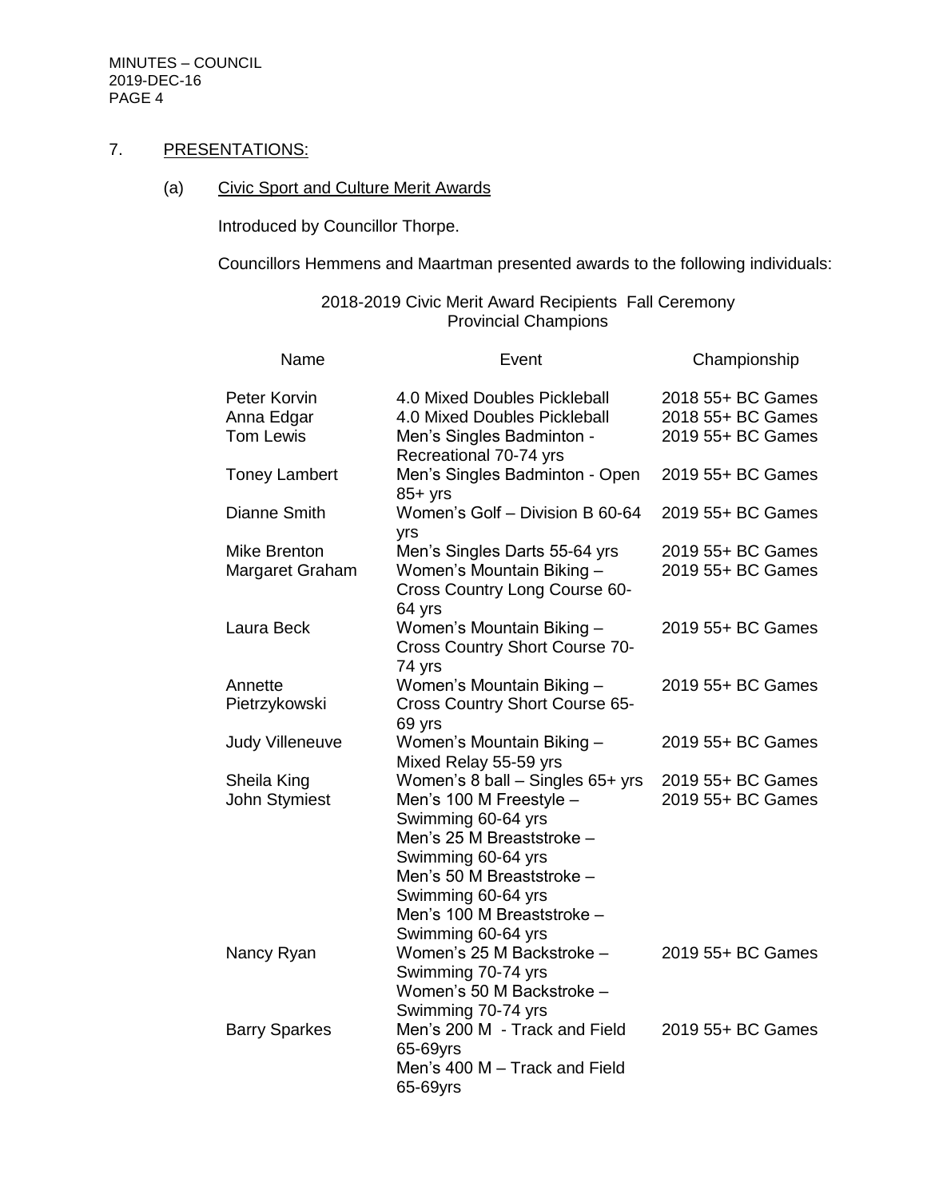## 7. PRESENTATIONS:

### (a) Civic Sport and Culture Merit Awards

Introduced by Councillor Thorpe.

Councillors Hemmens and Maartman presented awards to the following individuals:

2018-2019 Civic Merit Award Recipients Fall Ceremony
Provincial Champions

| Name | Event | Championship |
|---|---|---|
| Peter Korvin | 4.0 Mixed Doubles Pickleball | 2018 55+ BC Games |
| Anna Edgar | 4.0 Mixed Doubles Pickleball | 2018 55+ BC Games |
| Tom Lewis | Men's Singles Badminton - Recreational 70-74 yrs | 2019 55+ BC Games |
| Toney Lambert | Men's Singles Badminton - Open 85+ yrs | 2019 55+ BC Games |
| Dianne Smith | Women's Golf – Division B 60-64 yrs | 2019 55+ BC Games |
| Mike Brenton | Men's Singles Darts 55-64 yrs | 2019 55+ BC Games |
| Margaret Graham | Women's Mountain Biking – Cross Country Long Course 60-64 yrs | 2019 55+ BC Games |
| Laura Beck | Women's Mountain Biking – Cross Country Short Course 70-74 yrs | 2019 55+ BC Games |
| Annette Pietrzykowski | Women's Mountain Biking – Cross Country Short Course 65-69 yrs | 2019 55+ BC Games |
| Judy Villeneuve | Women's Mountain Biking – Mixed Relay 55-59 yrs | 2019 55+ BC Games |
| Sheila King | Women's 8 ball – Singles 65+ yrs | 2019 55+ BC Games |
| John Stymiest | Men's 100 M Freestyle – Swimming 60-64 yrs<br>Men's 25 M Breaststroke – Swimming 60-64 yrs<br>Men's 50 M Breaststroke – Swimming 60-64 yrs<br>Men's 100 M Breaststroke – Swimming 60-64 yrs | 2019 55+ BC Games |
| Nancy Ryan | Women's 25 M Backstroke – Swimming 70-74 yrs<br>Women's 50 M Backstroke – Swimming 70-74 yrs | 2019 55+ BC Games |
| Barry Sparkes | Men's 200 M - Track and Field 65-69yrs<br>Men's 400 M – Track and Field 65-69yrs | 2019 55+ BC Games |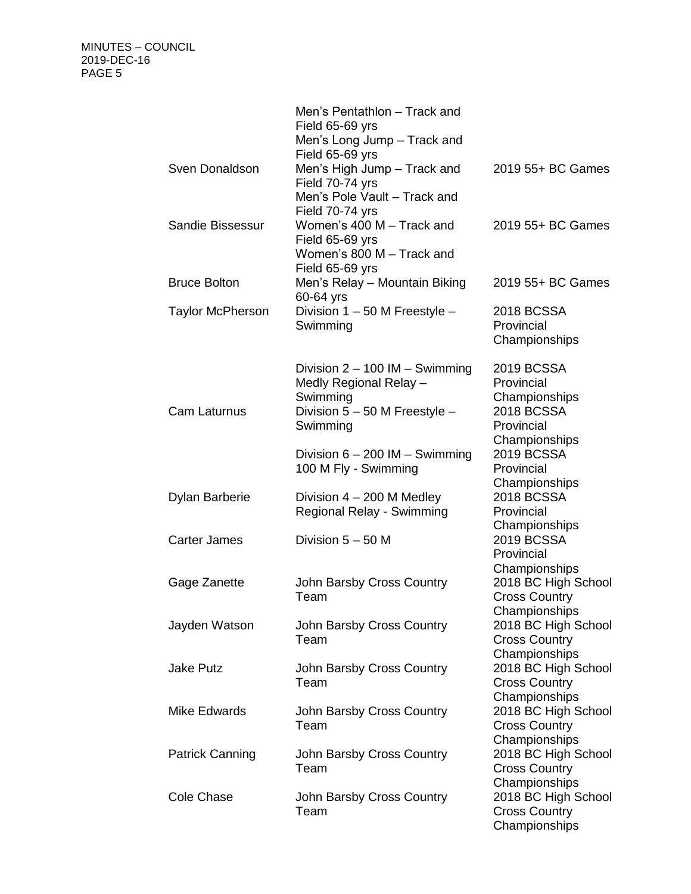| | | |
|---|---|---|
| Sven Donaldson | Men's Pentathlon – Track and Field 65-69 yrs<br>Men's Long Jump – Track and Field 65-69 yrs<br>Men's High Jump – Track and Field 70-74 yrs<br>Men's Pole Vault – Track and Field 70-74 yrs | 2019 55+ BC Games |
| Sandie Bissessur | Women's 400 M – Track and Field 65-69 yrs<br>Women's 800 M – Track and Field 65-69 yrs | 2019 55+ BC Games |
| Bruce Bolton | Men's Relay – Mountain Biking 60-64 yrs | 2019 55+ BC Games |
| Taylor McPherson | Division 1 – 50 M Freestyle – Swimming | 2018 BCSSA Provincial Championships |
| | Division 2 – 100 IM – Swimming<br>Medly Regional Relay – Swimming | 2019 BCSSA Provincial Championships |
| Cam Laturnus | Division 5 – 50 M Freestyle – Swimming | 2018 BCSSA Provincial Championships |
| | Division 6 – 200 IM – Swimming<br>100 M Fly - Swimming | 2019 BCSSA Provincial Championships |
| Dylan Barberie | Division 4 – 200 M Medley Regional Relay - Swimming | 2018 BCSSA Provincial Championships |
| Carter James | Division 5 – 50 M | 2019 BCSSA Provincial Championships |
| Gage Zanette | John Barsby Cross Country Team | 2018 BC High School Cross Country Championships |
| Jayden Watson | John Barsby Cross Country Team | 2018 BC High School Cross Country Championships |
| Jake Putz | John Barsby Cross Country Team | 2018 BC High School Cross Country Championships |
| Mike Edwards | John Barsby Cross Country Team | 2018 BC High School Cross Country Championships |
| Patrick Canning | John Barsby Cross Country Team | 2018 BC High School Cross Country Championships |
| Cole Chase | John Barsby Cross Country Team | 2018 BC High School Cross Country Championships |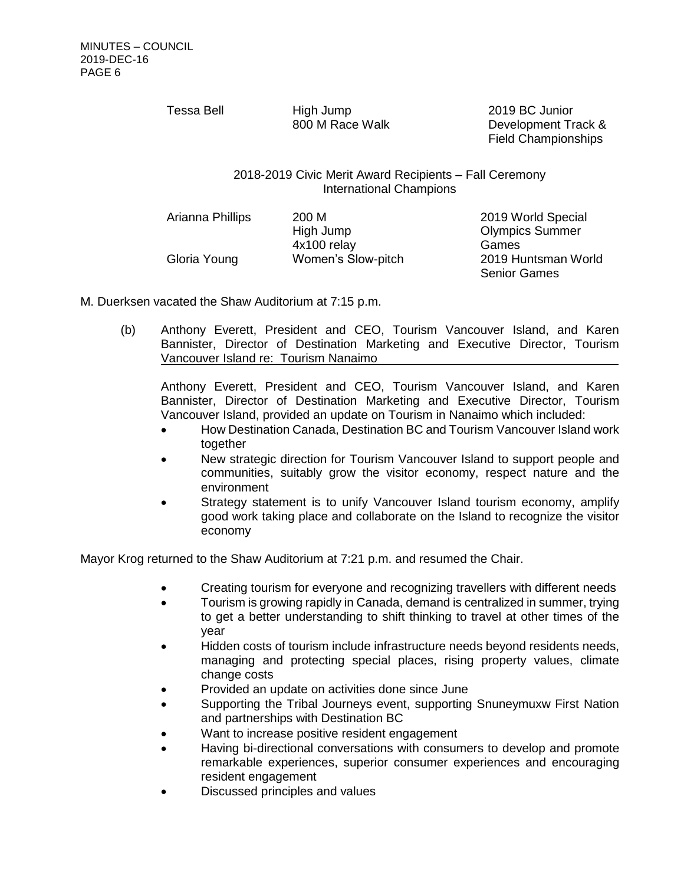| | | |
|---|---|---|
| Tessa Bell | High Jump<br>800 M Race Walk | 2019 BC Junior Development Track & Field Championships |

2018-2019 Civic Merit Award Recipients – Fall Ceremony
International Champions

| | | |
|---|---|---|
| Arianna Phillips | 200 M<br>High Jump<br>4x100 relay | 2019 World Special Olympics Summer Games |
| Gloria Young | Women's Slow-pitch | 2019 Huntsman World Senior Games |

M. Duerksen vacated the Shaw Auditorium at 7:15 p.m.

(b) Anthony Everett, President and CEO, Tourism Vancouver Island, and Karen Bannister, Director of Destination Marketing and Executive Director, Tourism Vancouver Island re: Tourism Nanaimo

Anthony Everett, President and CEO, Tourism Vancouver Island, and Karen Bannister, Director of Destination Marketing and Executive Director, Tourism Vancouver Island, provided an update on Tourism in Nanaimo which included:

- How Destination Canada, Destination BC and Tourism Vancouver Island work together
- New strategic direction for Tourism Vancouver Island to support people and communities, suitably grow the visitor economy, respect nature and the environment
- Strategy statement is to unify Vancouver Island tourism economy, amplify good work taking place and collaborate on the Island to recognize the visitor economy

Mayor Krog returned to the Shaw Auditorium at 7:21 p.m. and resumed the Chair.

- Creating tourism for everyone and recognizing travellers with different needs
- Tourism is growing rapidly in Canada, demand is centralized in summer, trying to get a better understanding to shift thinking to travel at other times of the year
- Hidden costs of tourism include infrastructure needs beyond residents needs, managing and protecting special places, rising property values, climate change costs
- Provided an update on activities done since June
- Supporting the Tribal Journeys event, supporting Snuneymuxw First Nation and partnerships with Destination BC
- Want to increase positive resident engagement
- Having bi-directional conversations with consumers to develop and promote remarkable experiences, superior consumer experiences and encouraging resident engagement
- Discussed principles and values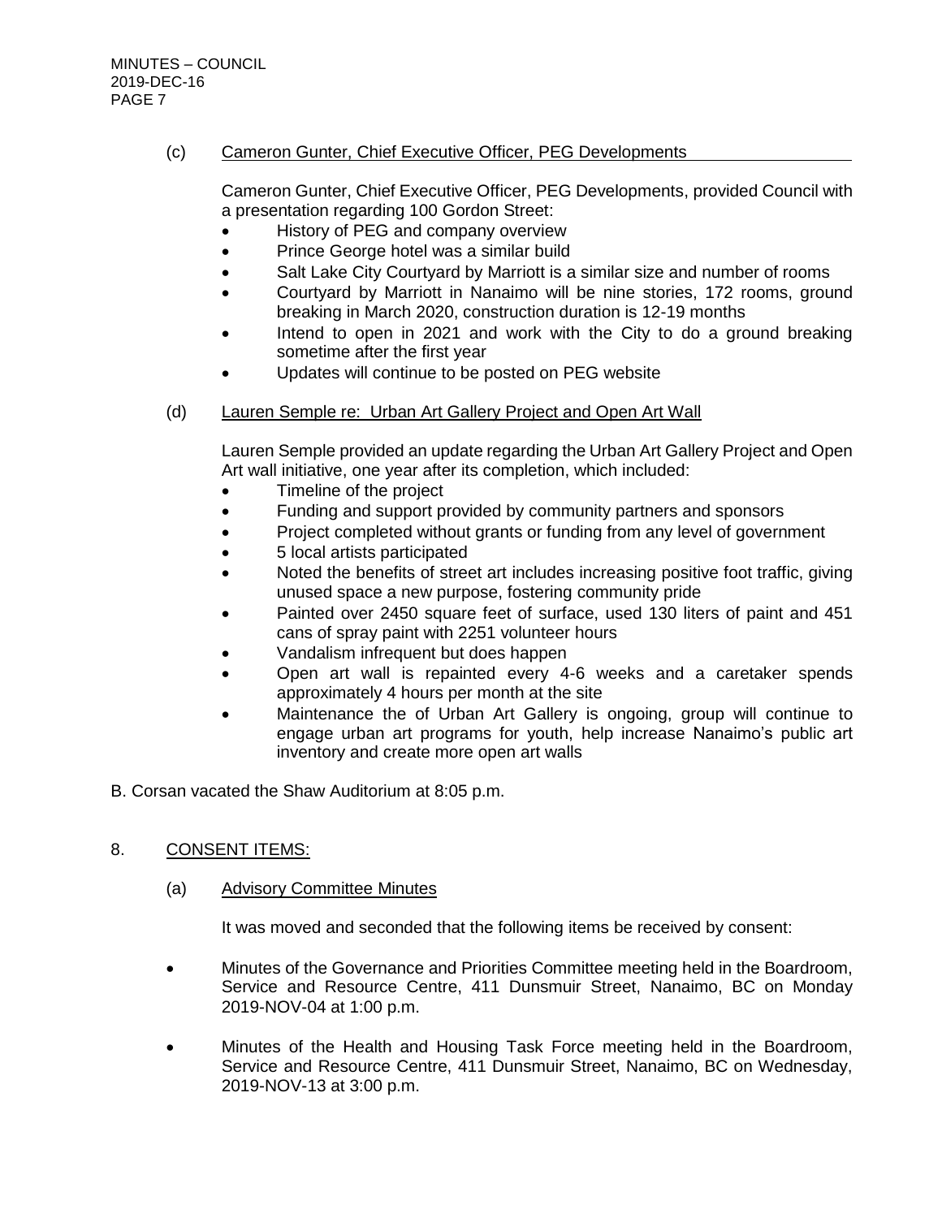(c) Cameron Gunter, Chief Executive Officer, PEG Developments

Cameron Gunter, Chief Executive Officer, PEG Developments, provided Council with a presentation regarding 100 Gordon Street:

- History of PEG and company overview
- Prince George hotel was a similar build
- Salt Lake City Courtyard by Marriott is a similar size and number of rooms
- Courtyard by Marriott in Nanaimo will be nine stories, 172 rooms, ground breaking in March 2020, construction duration is 12-19 months
- Intend to open in 2021 and work with the City to do a ground breaking sometime after the first year
- Updates will continue to be posted on PEG website

(d) Lauren Semple re: Urban Art Gallery Project and Open Art Wall

Lauren Semple provided an update regarding the Urban Art Gallery Project and Open Art wall initiative, one year after its completion, which included:

- Timeline of the project
- Funding and support provided by community partners and sponsors
- Project completed without grants or funding from any level of government
- 5 local artists participated
- Noted the benefits of street art includes increasing positive foot traffic, giving unused space a new purpose, fostering community pride
- Painted over 2450 square feet of surface, used 130 liters of paint and 451 cans of spray paint with 2251 volunteer hours
- Vandalism infrequent but does happen
- Open art wall is repainted every 4-6 weeks and a caretaker spends approximately 4 hours per month at the site
- Maintenance the of Urban Art Gallery is ongoing, group will continue to engage urban art programs for youth, help increase Nanaimo's public art inventory and create more open art walls

B. Corsan vacated the Shaw Auditorium at 8:05 p.m.

8. CONSENT ITEMS:

(a) Advisory Committee Minutes

It was moved and seconded that the following items be received by consent:

- Minutes of the Governance and Priorities Committee meeting held in the Boardroom, Service and Resource Centre, 411 Dunsmuir Street, Nanaimo, BC on Monday 2019-NOV-04 at 1:00 p.m.
- Minutes of the Health and Housing Task Force meeting held in the Boardroom, Service and Resource Centre, 411 Dunsmuir Street, Nanaimo, BC on Wednesday, 2019-NOV-13 at 3:00 p.m.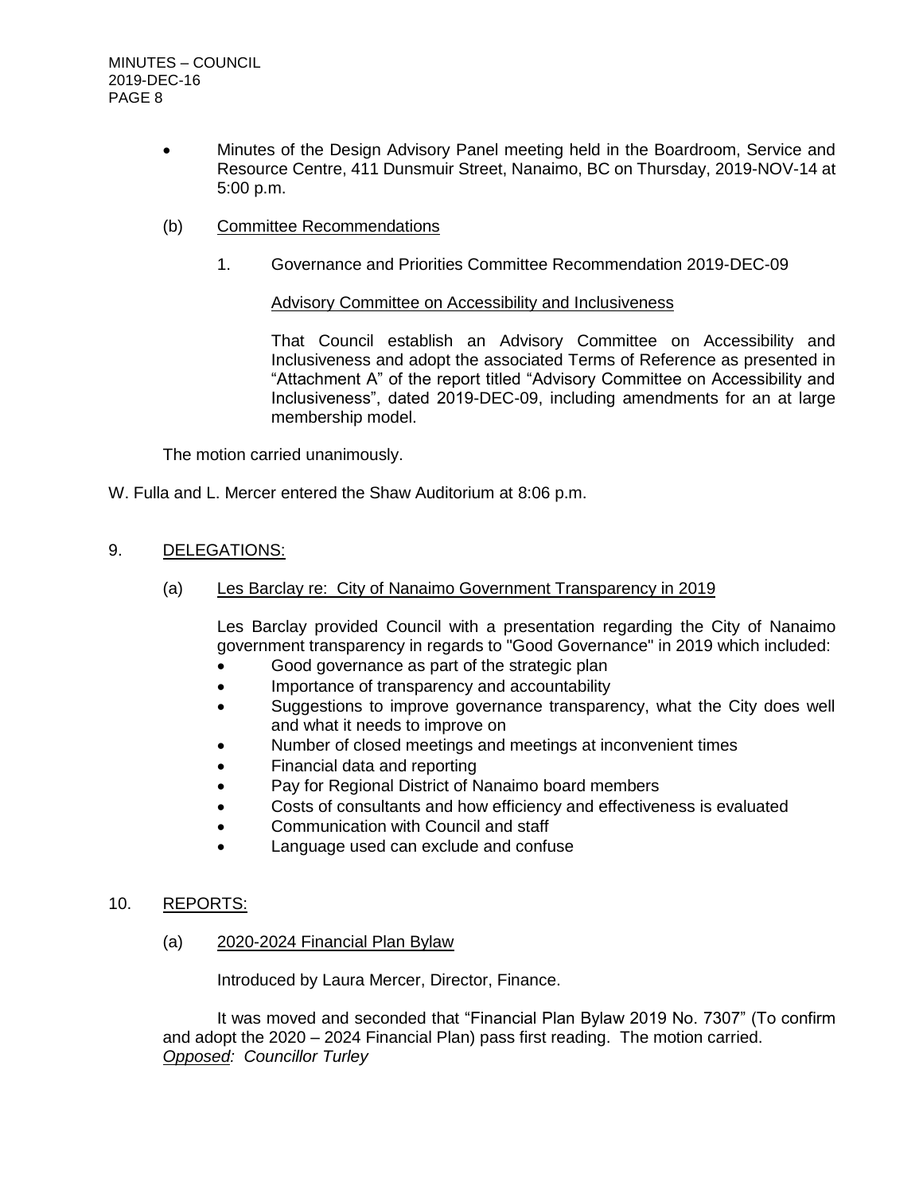- Minutes of the Design Advisory Panel meeting held in the Boardroom, Service and Resource Centre, 411 Dunsmuir Street, Nanaimo, BC on Thursday, 2019-NOV-14 at 5:00 p.m.

(b) Committee Recommendations

1. Governance and Priorities Committee Recommendation 2019-DEC-09

Advisory Committee on Accessibility and Inclusiveness

That Council establish an Advisory Committee on Accessibility and Inclusiveness and adopt the associated Terms of Reference as presented in "Attachment A" of the report titled "Advisory Committee on Accessibility and Inclusiveness", dated 2019-DEC-09, including amendments for an at large membership model.

The motion carried unanimously.

W. Fulla and L. Mercer entered the Shaw Auditorium at 8:06 p.m.

## 9. DELEGATIONS:

(a) Les Barclay re: City of Nanaimo Government Transparency in 2019

Les Barclay provided Council with a presentation regarding the City of Nanaimo government transparency in regards to "Good Governance" in 2019 which included:

- Good governance as part of the strategic plan
- Importance of transparency and accountability
- Suggestions to improve governance transparency, what the City does well and what it needs to improve on
- Number of closed meetings and meetings at inconvenient times
- Financial data and reporting
- Pay for Regional District of Nanaimo board members
- Costs of consultants and how efficiency and effectiveness is evaluated
- Communication with Council and staff
- Language used can exclude and confuse

## 10. REPORTS:

(a) 2020-2024 Financial Plan Bylaw

Introduced by Laura Mercer, Director, Finance.

It was moved and seconded that "Financial Plan Bylaw 2019 No. 7307" (To confirm and adopt the 2020 – 2024 Financial Plan) pass first reading. The motion carried.
*Opposed: Councillor Turley*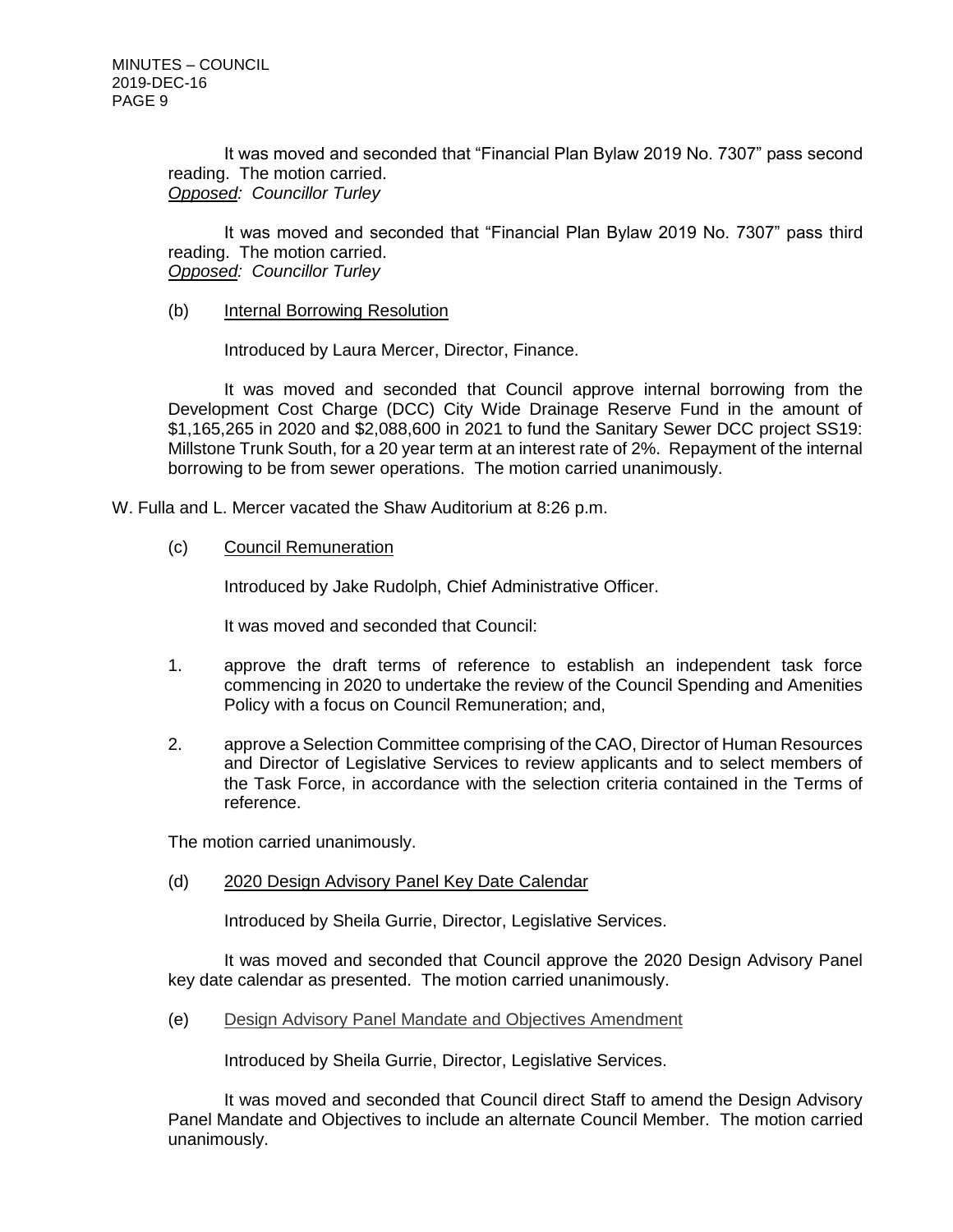It was moved and seconded that "Financial Plan Bylaw 2019 No. 7307" pass second reading. The motion carried.
*Opposed: Councillor Turley*

It was moved and seconded that "Financial Plan Bylaw 2019 No. 7307" pass third reading. The motion carried.
*Opposed: Councillor Turley*

(b) Internal Borrowing Resolution

Introduced by Laura Mercer, Director, Finance.

It was moved and seconded that Council approve internal borrowing from the Development Cost Charge (DCC) City Wide Drainage Reserve Fund in the amount of $1,165,265 in 2020 and $2,088,600 in 2021 to fund the Sanitary Sewer DCC project SS19: Millstone Trunk South, for a 20 year term at an interest rate of 2%. Repayment of the internal borrowing to be from sewer operations. The motion carried unanimously.

W. Fulla and L. Mercer vacated the Shaw Auditorium at 8:26 p.m.

(c) Council Remuneration

Introduced by Jake Rudolph, Chief Administrative Officer.

It was moved and seconded that Council:

1. approve the draft terms of reference to establish an independent task force commencing in 2020 to undertake the review of the Council Spending and Amenities Policy with a focus on Council Remuneration; and,
2. approve a Selection Committee comprising of the CAO, Director of Human Resources and Director of Legislative Services to review applicants and to select members of the Task Force, in accordance with the selection criteria contained in the Terms of reference.

The motion carried unanimously.

(d) 2020 Design Advisory Panel Key Date Calendar

Introduced by Sheila Gurrie, Director, Legislative Services.

It was moved and seconded that Council approve the 2020 Design Advisory Panel key date calendar as presented. The motion carried unanimously.

(e) Design Advisory Panel Mandate and Objectives Amendment

Introduced by Sheila Gurrie, Director, Legislative Services.

It was moved and seconded that Council direct Staff to amend the Design Advisory Panel Mandate and Objectives to include an alternate Council Member. The motion carried unanimously.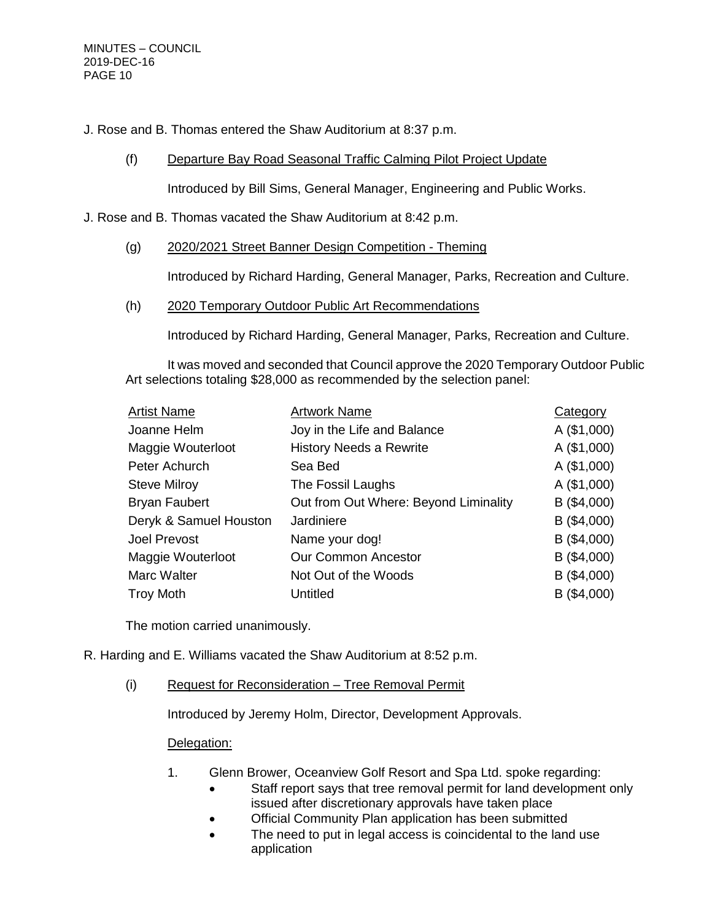J. Rose and B. Thomas entered the Shaw Auditorium at 8:37 p.m.

(f) Departure Bay Road Seasonal Traffic Calming Pilot Project Update

Introduced by Bill Sims, General Manager, Engineering and Public Works.

J. Rose and B. Thomas vacated the Shaw Auditorium at 8:42 p.m.

(g) 2020/2021 Street Banner Design Competition - Theming

Introduced by Richard Harding, General Manager, Parks, Recreation and Culture.

(h) 2020 Temporary Outdoor Public Art Recommendations

Introduced by Richard Harding, General Manager, Parks, Recreation and Culture.

It was moved and seconded that Council approve the 2020 Temporary Outdoor Public Art selections totaling $28,000 as recommended by the selection panel:

| Artist Name | Artwork Name | Category |
|---|---|---|
| Joanne Helm | Joy in the Life and Balance | A ($1,000) |
| Maggie Wouterloot | History Needs a Rewrite | A ($1,000) |
| Peter Achurch | Sea Bed | A ($1,000) |
| Steve Milroy | The Fossil Laughs | A ($1,000) |
| Bryan Faubert | Out from Out Where: Beyond Liminality | B ($4,000) |
| Deryk & Samuel Houston | Jardiniere | B ($4,000) |
| Joel Prevost | Name your dog! | B ($4,000) |
| Maggie Wouterloot | Our Common Ancestor | B ($4,000) |
| Marc Walter | Not Out of the Woods | B ($4,000) |
| Troy Moth | Untitled | B ($4,000) |

The motion carried unanimously.

R. Harding and E. Williams vacated the Shaw Auditorium at 8:52 p.m.

(i) Request for Reconsideration – Tree Removal Permit

Introduced by Jeremy Holm, Director, Development Approvals.

Delegation:

1. Glenn Brower, Oceanview Golf Resort and Spa Ltd. spoke regarding:
   - Staff report says that tree removal permit for land development only issued after discretionary approvals have taken place
   - Official Community Plan application has been submitted
   - The need to put in legal access is coincidental to the land use application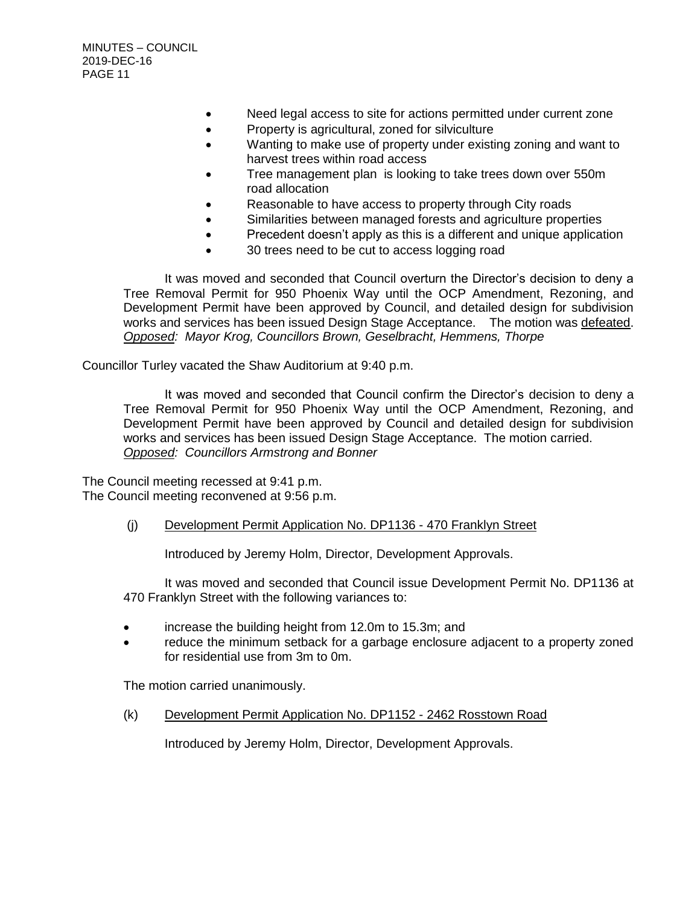- Need legal access to site for actions permitted under current zone
- Property is agricultural, zoned for silviculture
- Wanting to make use of property under existing zoning and want to harvest trees within road access
- Tree management plan is looking to take trees down over 550m road allocation
- Reasonable to have access to property through City roads
- Similarities between managed forests and agriculture properties
- Precedent doesn't apply as this is a different and unique application
- 30 trees need to be cut to access logging road

It was moved and seconded that Council overturn the Director's decision to deny a Tree Removal Permit for 950 Phoenix Way until the OCP Amendment, Rezoning, and Development Permit have been approved by Council, and detailed design for subdivision works and services has been issued Design Stage Acceptance. The motion was defeated.
*Opposed: Mayor Krog, Councillors Brown, Geselbracht, Hemmens, Thorpe*

Councillor Turley vacated the Shaw Auditorium at 9:40 p.m.

It was moved and seconded that Council confirm the Director's decision to deny a Tree Removal Permit for 950 Phoenix Way until the OCP Amendment, Rezoning, and Development Permit have been approved by Council and detailed design for subdivision works and services has been issued Design Stage Acceptance. The motion carried.
*Opposed: Councillors Armstrong and Bonner*

The Council meeting recessed at 9:41 p.m.
The Council meeting reconvened at 9:56 p.m.

(j) Development Permit Application No. DP1136 - 470 Franklyn Street

Introduced by Jeremy Holm, Director, Development Approvals.

It was moved and seconded that Council issue Development Permit No. DP1136 at 470 Franklyn Street with the following variances to:

- increase the building height from 12.0m to 15.3m; and
- reduce the minimum setback for a garbage enclosure adjacent to a property zoned for residential use from 3m to 0m.

The motion carried unanimously.

(k) Development Permit Application No. DP1152 - 2462 Rosstown Road

Introduced by Jeremy Holm, Director, Development Approvals.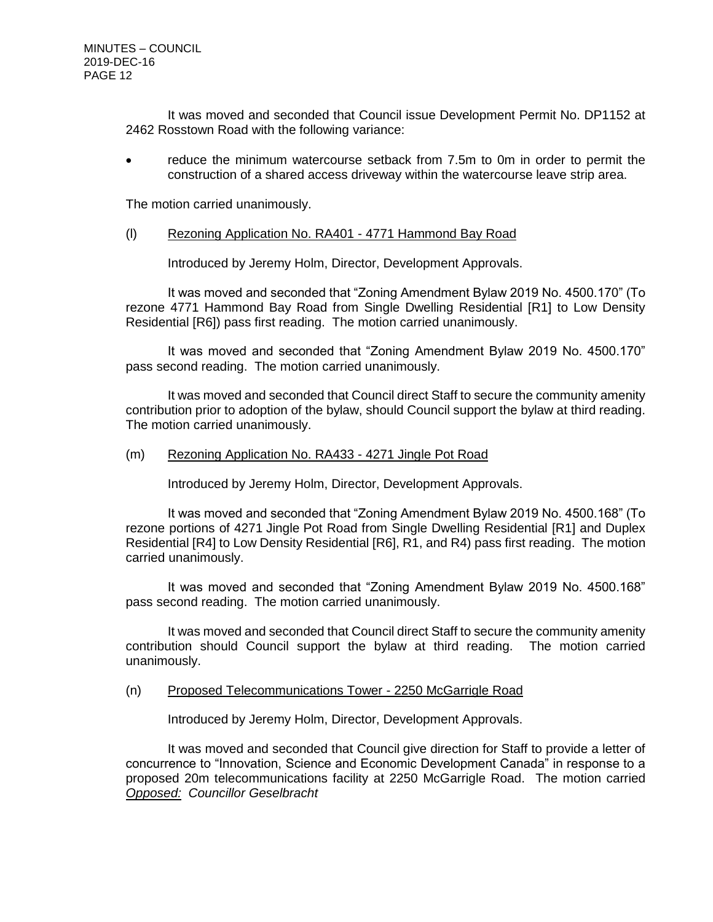It was moved and seconded that Council issue Development Permit No. DP1152 at 2462 Rosstown Road with the following variance:

- reduce the minimum watercourse setback from 7.5m to 0m in order to permit the construction of a shared access driveway within the watercourse leave strip area.

The motion carried unanimously.

(l) Rezoning Application No. RA401 - 4771 Hammond Bay Road

Introduced by Jeremy Holm, Director, Development Approvals.

It was moved and seconded that "Zoning Amendment Bylaw 2019 No. 4500.170" (To rezone 4771 Hammond Bay Road from Single Dwelling Residential [R1] to Low Density Residential [R6]) pass first reading. The motion carried unanimously.

It was moved and seconded that "Zoning Amendment Bylaw 2019 No. 4500.170" pass second reading. The motion carried unanimously.

It was moved and seconded that Council direct Staff to secure the community amenity contribution prior to adoption of the bylaw, should Council support the bylaw at third reading. The motion carried unanimously.

(m) Rezoning Application No. RA433 - 4271 Jingle Pot Road

Introduced by Jeremy Holm, Director, Development Approvals.

It was moved and seconded that "Zoning Amendment Bylaw 2019 No. 4500.168" (To rezone portions of 4271 Jingle Pot Road from Single Dwelling Residential [R1] and Duplex Residential [R4] to Low Density Residential [R6], R1, and R4) pass first reading. The motion carried unanimously.

It was moved and seconded that "Zoning Amendment Bylaw 2019 No. 4500.168" pass second reading. The motion carried unanimously.

It was moved and seconded that Council direct Staff to secure the community amenity contribution should Council support the bylaw at third reading. The motion carried unanimously.

(n) Proposed Telecommunications Tower - 2250 McGarrigle Road

Introduced by Jeremy Holm, Director, Development Approvals.

It was moved and seconded that Council give direction for Staff to provide a letter of concurrence to "Innovation, Science and Economic Development Canada" in response to a proposed 20m telecommunications facility at 2250 McGarrigle Road. The motion carried
*Opposed: Councillor Geselbracht*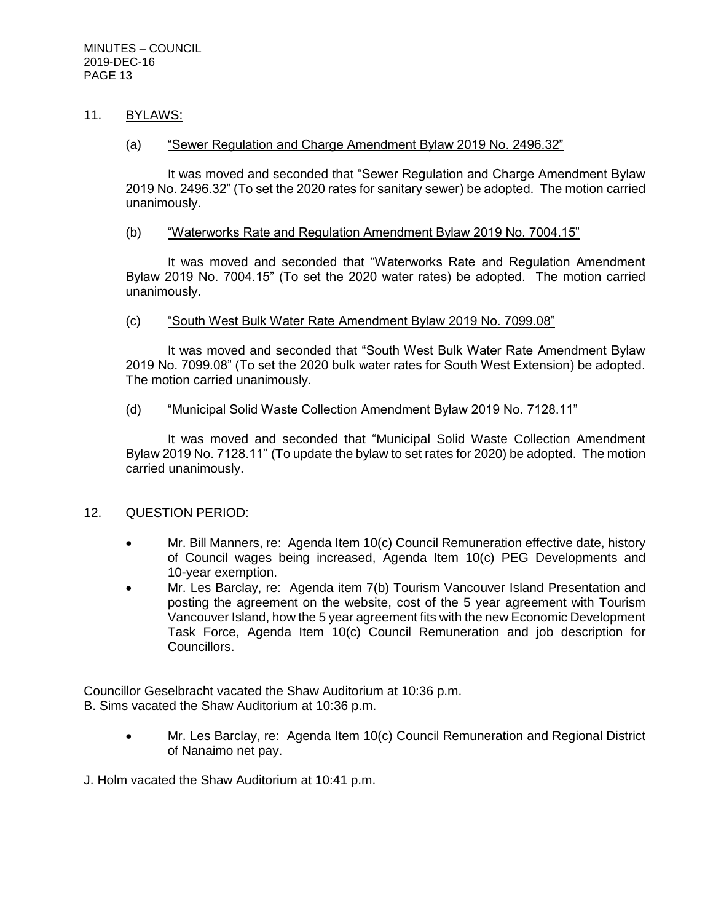## 11. BYLAWS:

### (a) "Sewer Regulation and Charge Amendment Bylaw 2019 No. 2496.32"

It was moved and seconded that "Sewer Regulation and Charge Amendment Bylaw 2019 No. 2496.32" (To set the 2020 rates for sanitary sewer) be adopted. The motion carried unanimously.

### (b) "Waterworks Rate and Regulation Amendment Bylaw 2019 No. 7004.15"

It was moved and seconded that "Waterworks Rate and Regulation Amendment Bylaw 2019 No. 7004.15" (To set the 2020 water rates) be adopted. The motion carried unanimously.

### (c) "South West Bulk Water Rate Amendment Bylaw 2019 No. 7099.08"

It was moved and seconded that "South West Bulk Water Rate Amendment Bylaw 2019 No. 7099.08" (To set the 2020 bulk water rates for South West Extension) be adopted. The motion carried unanimously.

### (d) "Municipal Solid Waste Collection Amendment Bylaw 2019 No. 7128.11"

It was moved and seconded that "Municipal Solid Waste Collection Amendment Bylaw 2019 No. 7128.11" (To update the bylaw to set rates for 2020) be adopted. The motion carried unanimously.

## 12. QUESTION PERIOD:

- Mr. Bill Manners, re: Agenda Item 10(c) Council Remuneration effective date, history of Council wages being increased, Agenda Item 10(c) PEG Developments and 10-year exemption.
- Mr. Les Barclay, re: Agenda item 7(b) Tourism Vancouver Island Presentation and posting the agreement on the website, cost of the 5 year agreement with Tourism Vancouver Island, how the 5 year agreement fits with the new Economic Development Task Force, Agenda Item 10(c) Council Remuneration and job description for Councillors.

Councillor Geselbracht vacated the Shaw Auditorium at 10:36 p.m.
B. Sims vacated the Shaw Auditorium at 10:36 p.m.

- Mr. Les Barclay, re: Agenda Item 10(c) Council Remuneration and Regional District of Nanaimo net pay.

J. Holm vacated the Shaw Auditorium at 10:41 p.m.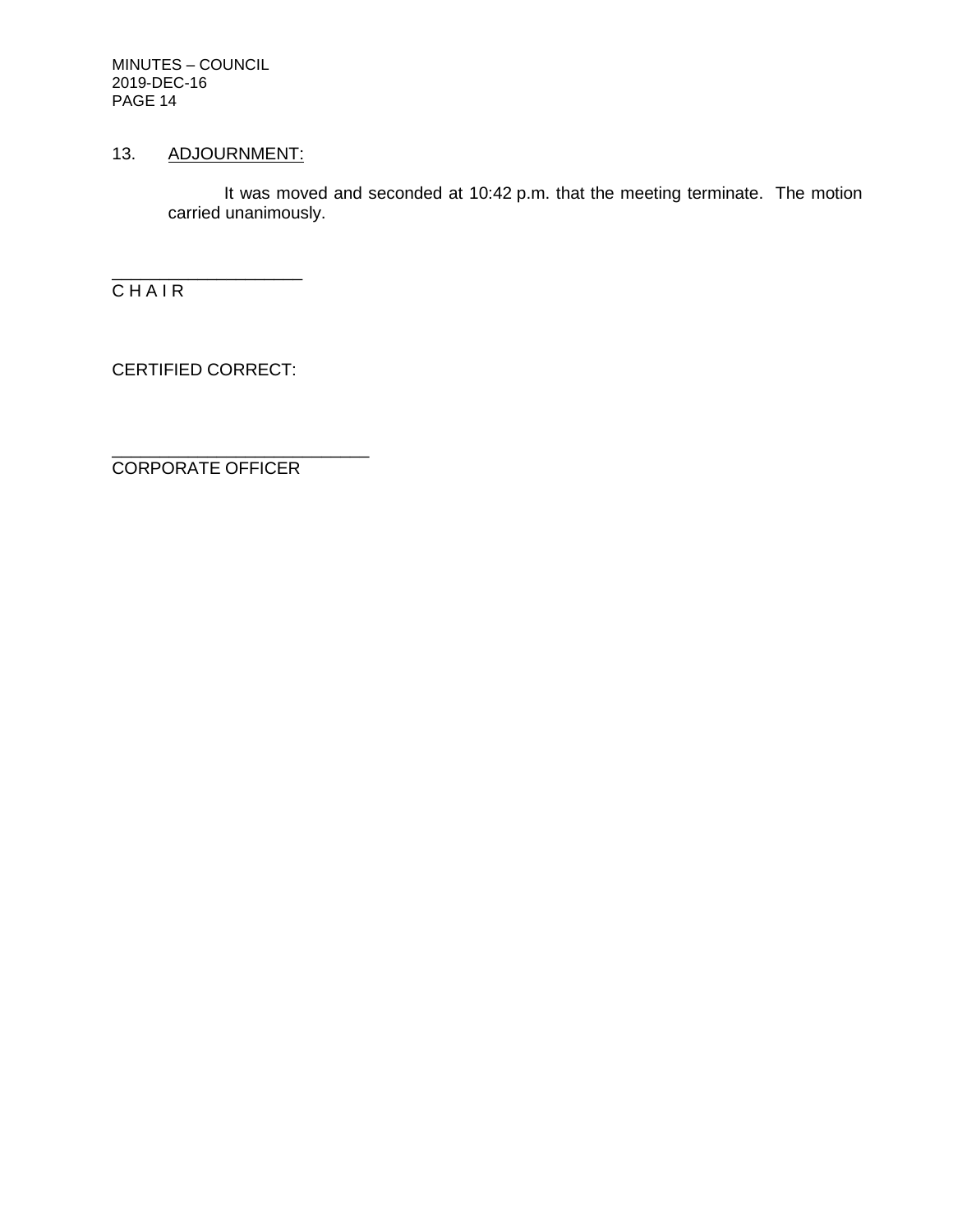## 13. ADJOURNMENT:

It was moved and seconded at 10:42 p.m. that the meeting terminate. The motion carried unanimously.

\_\_\_\_\_\_\_\_\_\_\_\_\_\_\_\_\_\_\_\_

C H A I R

CERTIFIED CORRECT:

\_\_\_\_\_\_\_\_\_\_\_\_\_\_\_\_\_\_\_\_\_\_\_\_\_\_\_

CORPORATE OFFICER